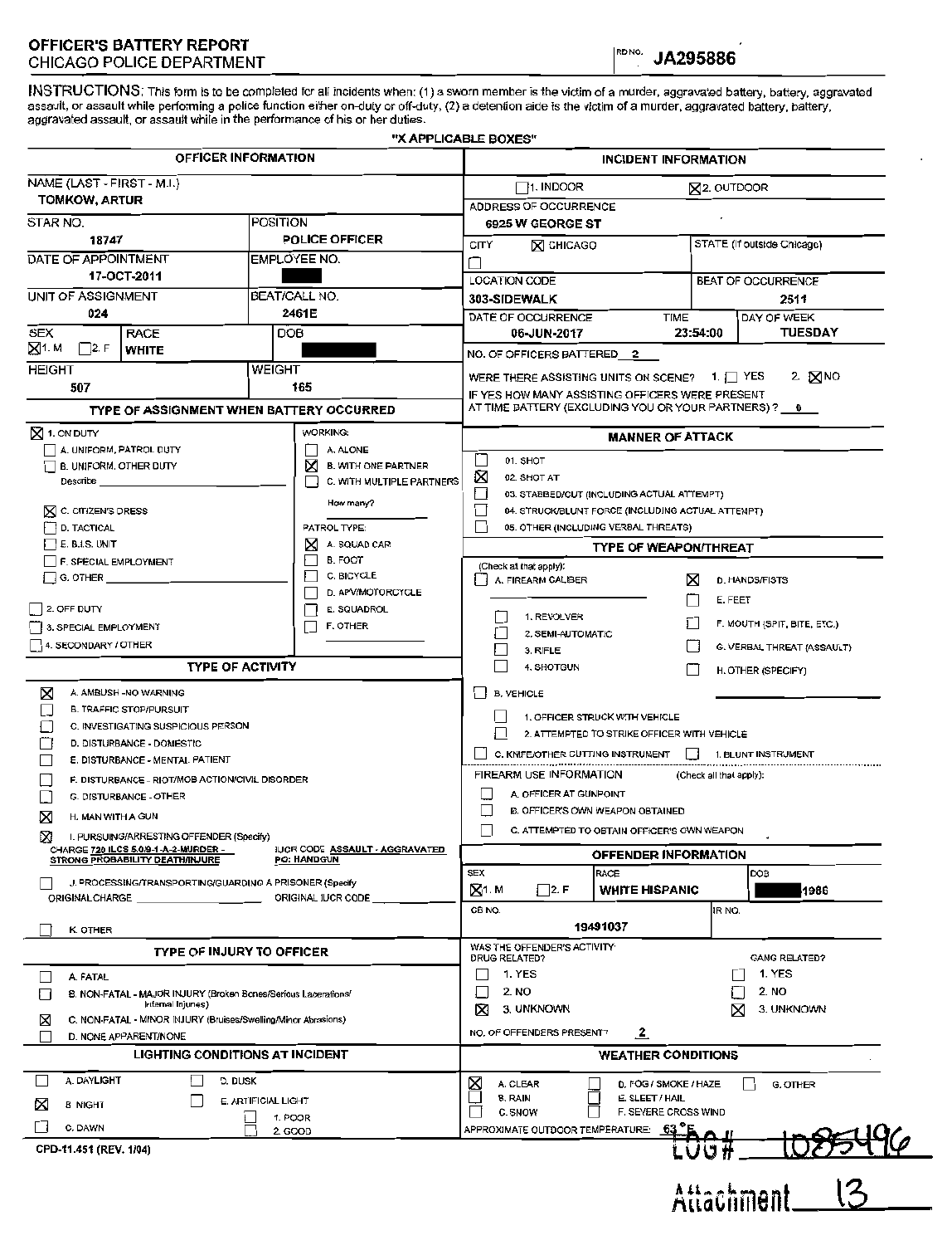# OFFICER'S BATTERY REPORT
## CHICAGO POLICE DEPARTMENT

RD NO. **JA295886**

INSTRUCTIONS: This form is to be completed for all incidents when: (1) a sworn member is the victim of a murder, aggravated battery, battery, aggravated assault, or assault while performing a police function either on-duty or off-duty, (2) a detention aide is the victim of a murder, aggravated battery, battery, aggravated assault, or assault while in the performance of his or her duties.

"X APPLICABLE BOXES"

## OFFICER INFORMATION

| Field | Value |
|---|---|
| NAME (LAST - FIRST - M.I.) | TOMKOW, ARTUR |
| STAR NO. | 18747 |
| POSITION | POLICE OFFICER |
| DATE OF APPOINTMENT | 17-OCT-2011 |
| EMPLOYEE NO. | [redacted] |
| UNIT OF ASSIGNMENT | 024 |
| BEAT/CALL NO. | 2461E |
| SEX | [X] 1. M [ ] 2. F |
| RACE | WHITE |
| DOB | [redacted] |
| HEIGHT | 507 |
| WEIGHT | 165 |

## INCIDENT INFORMATION

| Field | Value |
|---|---|
| | [ ] 1. INDOOR [X] 2. OUTDOOR |
| ADDRESS OF OCCURRENCE | 6925 W GEORGE ST |
| CITY | [X] CHICAGO [ ] |
| STATE (if outside Chicago) | |
| LOCATION CODE | 303-SIDEWALK |
| BEAT OF OCCURRENCE | 2511 |
| DATE OF OCCURRENCE | 06-JUN-2017 |
| TIME | 23:54:00 |
| DAY OF WEEK | TUESDAY |
| NO. OF OFFICERS BATTERED | 2 |
| WERE THERE ASSISTING UNITS ON SCENE? | 1. [ ] YES 2. [X] NO |
| IF YES HOW MANY ASSISTING OFFICERS WERE PRESENT AT TIME BATTERY (EXCLUDING YOU OR YOUR PARTNERS)? | 0 |

## TYPE OF ASSIGNMENT WHEN BATTERY OCCURRED

- [X] 1. ON DUTY
  - [ ] A. UNIFORM, PATROL DUTY
  - [ ] B. UNIFORM, OTHER DUTY — Describe ______
  - [X] C. CITIZEN'S DRESS
  - [ ] D. TACTICAL
  - [ ] E. B.I.S. UNIT
  - [ ] F. SPECIAL EMPLOYMENT
  - [ ] G. OTHER ______
- [ ] 2. OFF DUTY
- [ ] 3. SPECIAL EMPLOYMENT
- [ ] 4. SECONDARY / OTHER

WORKING:
- [ ] A. ALONE
- [X] B. WITH ONE PARTNER
- [ ] C. WITH MULTIPLE PARTNERS — How many? ______

PATROL TYPE:
- [X] A. SQUAD CAR
- [ ] B. FOOT
- [ ] C. BICYCLE
- [ ] D. APV/MOTORCYCLE
- [ ] E. SQUADROL
- [ ] F. OTHER ______

## MANNER OF ATTACK

- [ ] 01. SHOT
- [X] 02. SHOT AT
- [ ] 03. STABBED/CUT (INCLUDING ACTUAL ATTEMPT)
- [ ] 04. STRUCK/BLUNT FORCE (INCLUDING ACTUAL ATTEMPT)
- [ ] 05. OTHER (INCLUDING VERBAL THREATS)

## TYPE OF WEAPON/THREAT

(Check all that apply):

- [ ] A. FIREARM CALIBER ______
  - [ ] 1. REVOLVER
  - [ ] 2. SEMI-AUTOMATIC
  - [ ] 3. RIFLE
  - [ ] 4. SHOTGUN
- [X] D. HANDS/FISTS
- [ ] E. FEET
- [ ] F. MOUTH (SPIT, BITE, ETC.)
- [ ] G. VERBAL THREAT (ASSAULT)
- [ ] H. OTHER (SPECIFY) ______
- [ ] B. VEHICLE
  - [ ] 1. OFFICER STRUCK WITH VEHICLE
  - [ ] 2. ATTEMPTED TO STRIKE OFFICER WITH VEHICLE
- [ ] C. KNIFE/OTHER CUTTING INSTRUMENT
- [ ] 1. BLUNT INSTRUMENT

FIREARM USE INFORMATION (Check all that apply):
- [ ] A. OFFICER AT GUNPOINT
- [ ] B. OFFICER'S OWN WEAPON OBTAINED
- [ ] C. ATTEMPTED TO OBTAIN OFFICER'S OWN WEAPON

## TYPE OF ACTIVITY

- [X] A. AMBUSH - NO WARNING
- [ ] B. TRAFFIC STOP/PURSUIT
- [ ] C. INVESTIGATING SUSPICIOUS PERSON
- [ ] D. DISTURBANCE - DOMESTIC
- [ ] E. DISTURBANCE - MENTAL PATIENT
- [ ] F. DISTURBANCE - RIOT/MOB ACTION/CIVIL DISORDER
- [ ] G. DISTURBANCE - OTHER
- [X] H. MAN WITH A GUN
- [X] I. PURSUING/ARRESTING OFFENDER (Specify)
  - CHARGE: 720 ILCS 5.0/9-1-A-2-MURDER - STRONG PROBABILITY DEATH/INJURE
  - IUCR CODE: ASSAULT - AGGRAVATED PO: HANDGUN
- [ ] J. PROCESSING/TRANSPORTING/GUARDING A PRISONER (Specify)
  - ORIGINAL CHARGE ______ ORIGINAL IUCR CODE ______
- [ ] K. OTHER

## OFFENDER INFORMATION

| Field | Value |
|---|---|
| SEX | [X] 1. M [ ] 2. F |
| RACE | WHITE HISPANIC |
| DOB | [redacted] 1986 |
| CB NO. | 19491037 |
| IR NO. | |

WAS THE OFFENDER'S ACTIVITY DRUG RELATED?
- [ ] 1. YES
- [ ] 2. NO
- [X] 3. UNKNOWN

GANG RELATED?
- [ ] 1. YES
- [ ] 2. NO
- [X] 3. UNKNOWN

NO. OF OFFENDERS PRESENT? 2

## TYPE OF INJURY TO OFFICER

- [ ] A. FATAL
- [ ] B. NON-FATAL - MAJOR INJURY (Broken Bones/Serious Lacerations/ Internal Injuries)
- [X] C. NON-FATAL - MINOR INJURY (Bruises/Swelling/Minor Abrasions)
- [ ] D. NONE APPARENT/NONE

## LIGHTING CONDITIONS AT INCIDENT

- [ ] A. DAYLIGHT
- [X] B. NIGHT
- [ ] C. DAWN
- [ ] D. DUSK
- [ ] E. ARTIFICIAL LIGHT
  - [ ] 1. POOR
  - [ ] 2. GOOD

## WEATHER CONDITIONS

- [X] A. CLEAR
- [ ] B. RAIN
- [ ] C. SNOW
- [ ] D. FOG / SMOKE / HAZE
- [ ] E. SLEET / HAIL
- [ ] F. SEVERE CROSS WIND
- [ ] G. OTHER

APPROXIMATE OUTDOOR TEMPERATURE: 63 °F

CPD-11.451 (REV. 1/04)

LOG# 1085496

Attachment 13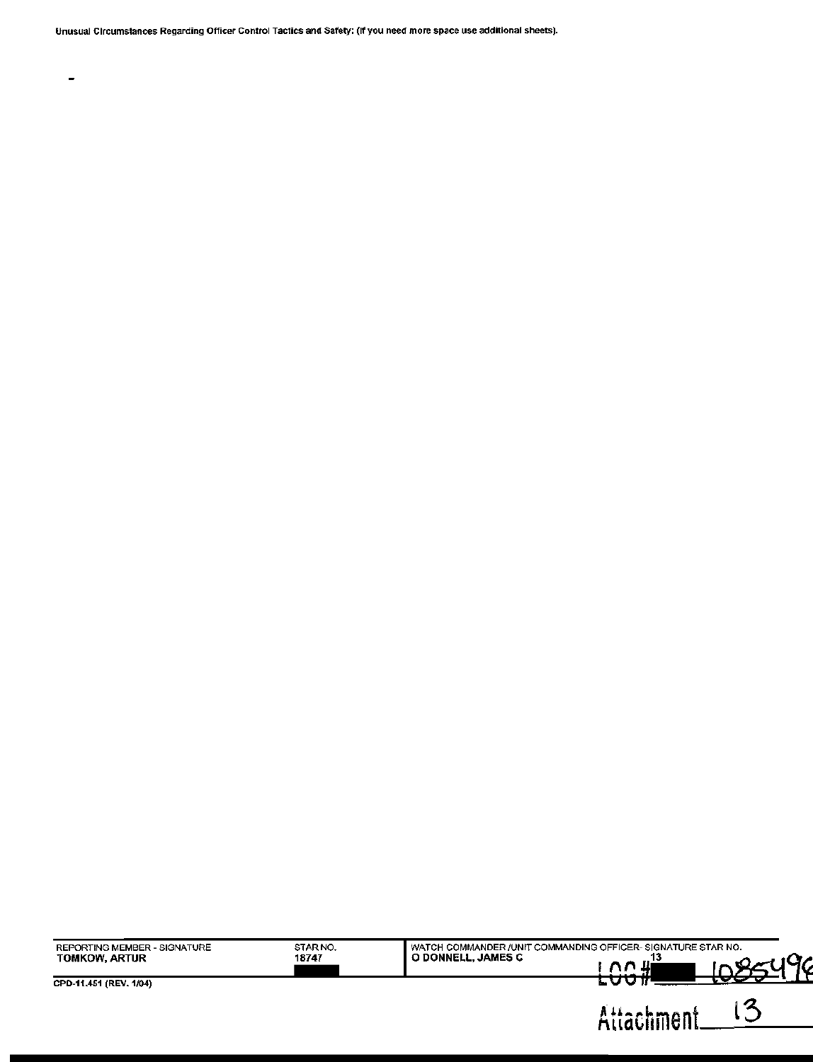Unusual Circumstances Regarding Officer Control Tactics and Safety: (If you need more space use additional sheets).

-

| REPORTING MEMBER - SIGNATURE | STAR NO. | WATCH COMMANDER /UNIT COMMANDING OFFICER- SIGNATURE STAR NO. |
| --- | --- | --- |
| TOMKOW, ARTUR | 18747 | O DONNELL, JAMES C 13 |

CPD-11.451 (REV. 1/04)

LOG# 1085496

Attachment 13